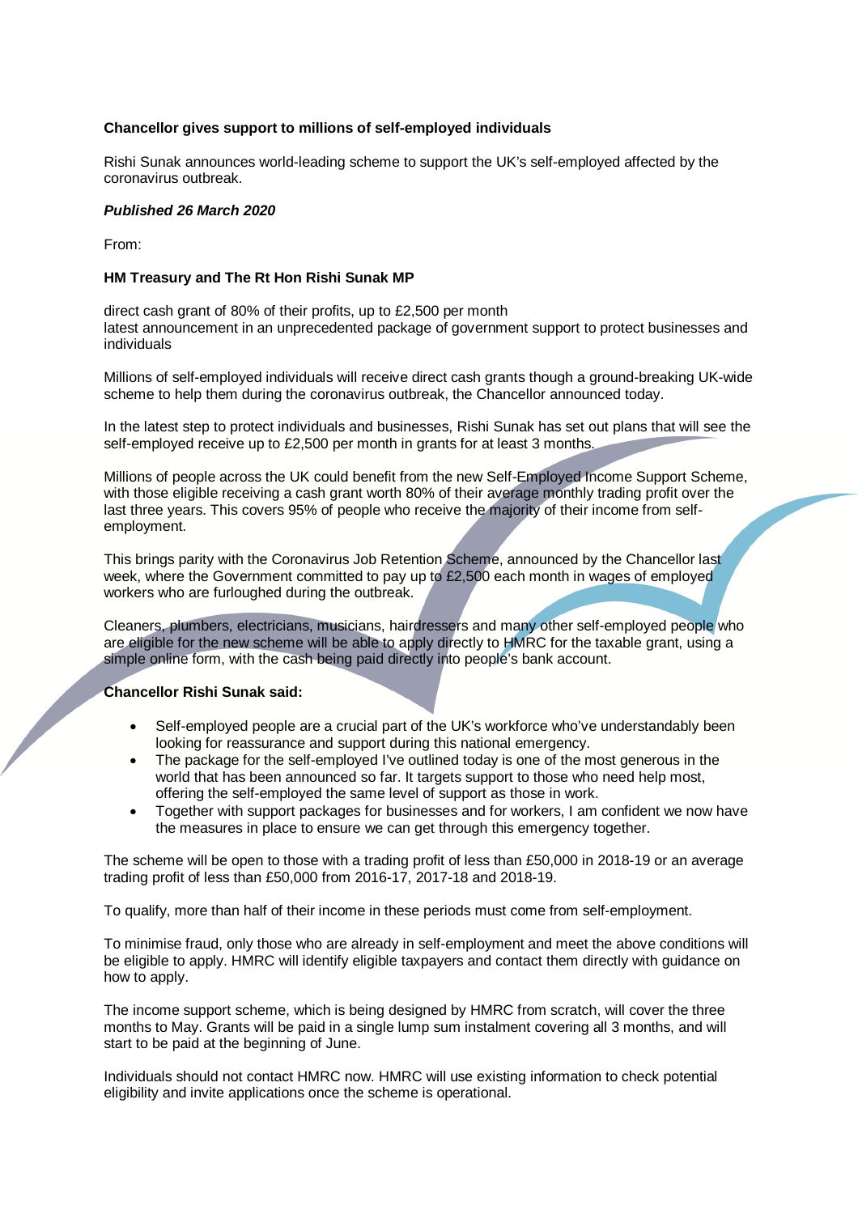**Chancellor gives support to millions of self-employed individuals**

Rishi Sunak announces world-leading scheme to support the UK's self-employed affected by the coronavirus outbreak.

***Published 26 March 2020***

From:

**HM Treasury and The Rt Hon Rishi Sunak MP**

direct cash grant of 80% of their profits, up to £2,500 per month
latest announcement in an unprecedented package of government support to protect businesses and individuals

Millions of self-employed individuals will receive direct cash grants though a ground-breaking UK-wide scheme to help them during the coronavirus outbreak, the Chancellor announced today.

In the latest step to protect individuals and businesses, Rishi Sunak has set out plans that will see the self-employed receive up to £2,500 per month in grants for at least 3 months.

Millions of people across the UK could benefit from the new Self-Employed Income Support Scheme, with those eligible receiving a cash grant worth 80% of their average monthly trading profit over the last three years. This covers 95% of people who receive the majority of their income from self-employment.

This brings parity with the Coronavirus Job Retention Scheme, announced by the Chancellor last week, where the Government committed to pay up to £2,500 each month in wages of employed workers who are furloughed during the outbreak.

Cleaners, plumbers, electricians, musicians, hairdressers and many other self-employed people who are eligible for the new scheme will be able to apply directly to HMRC for the taxable grant, using a simple online form, with the cash being paid directly into people's bank account.

**Chancellor Rishi Sunak said:**

- Self-employed people are a crucial part of the UK's workforce who've understandably been looking for reassurance and support during this national emergency.
- The package for the self-employed I've outlined today is one of the most generous in the world that has been announced so far. It targets support to those who need help most, offering the self-employed the same level of support as those in work.
- Together with support packages for businesses and for workers, I am confident we now have the measures in place to ensure we can get through this emergency together.

The scheme will be open to those with a trading profit of less than £50,000 in 2018-19 or an average trading profit of less than £50,000 from 2016-17, 2017-18 and 2018-19.

To qualify, more than half of their income in these periods must come from self-employment.

To minimise fraud, only those who are already in self-employment and meet the above conditions will be eligible to apply. HMRC will identify eligible taxpayers and contact them directly with guidance on how to apply.

The income support scheme, which is being designed by HMRC from scratch, will cover the three months to May. Grants will be paid in a single lump sum instalment covering all 3 months, and will start to be paid at the beginning of June.

Individuals should not contact HMRC now. HMRC will use existing information to check potential eligibility and invite applications once the scheme is operational.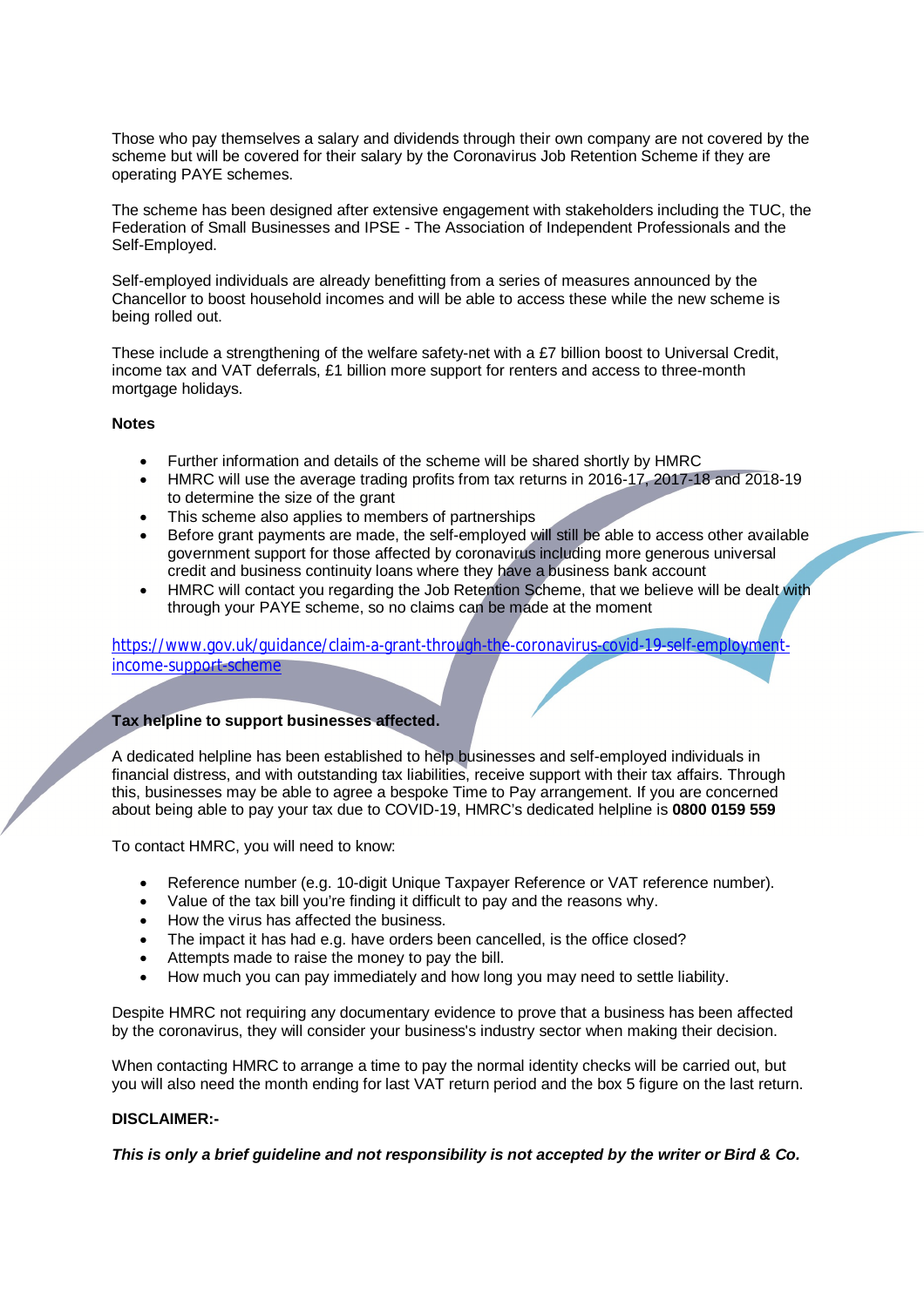Those who pay themselves a salary and dividends through their own company are not covered by the scheme but will be covered for their salary by the Coronavirus Job Retention Scheme if they are operating PAYE schemes.

The scheme has been designed after extensive engagement with stakeholders including the TUC, the Federation of Small Businesses and IPSE - The Association of Independent Professionals and the Self-Employed.

Self-employed individuals are already benefitting from a series of measures announced by the Chancellor to boost household incomes and will be able to access these while the new scheme is being rolled out.

These include a strengthening of the welfare safety-net with a £7 billion boost to Universal Credit, income tax and VAT deferrals, £1 billion more support for renters and access to three-month mortgage holidays.

**Notes**

- Further information and details of the scheme will be shared shortly by HMRC
- HMRC will use the average trading profits from tax returns in 2016-17, 2017-18 and 2018-19 to determine the size of the grant
- This scheme also applies to members of partnerships
- Before grant payments are made, the self-employed will still be able to access other available government support for those affected by coronavirus including more generous universal credit and business continuity loans where they have a business bank account
- HMRC will contact you regarding the Job Retention Scheme, that we believe will be dealt with through your PAYE scheme, so no claims can be made at the moment

https://www.gov.uk/guidance/claim-a-grant-through-the-coronavirus-covid-19-self-employment-income-support-scheme

**Tax helpline to support businesses affected.**

A dedicated helpline has been established to help businesses and self-employed individuals in financial distress, and with outstanding tax liabilities, receive support with their tax affairs. Through this, businesses may be able to agree a bespoke Time to Pay arrangement. If you are concerned about being able to pay your tax due to COVID-19, HMRC's dedicated helpline is **0800 0159 559**

To contact HMRC, you will need to know:

- Reference number (e.g. 10-digit Unique Taxpayer Reference or VAT reference number).
- Value of the tax bill you're finding it difficult to pay and the reasons why.
- How the virus has affected the business.
- The impact it has had e.g. have orders been cancelled, is the office closed?
- Attempts made to raise the money to pay the bill.
- How much you can pay immediately and how long you may need to settle liability.

Despite HMRC not requiring any documentary evidence to prove that a business has been affected by the coronavirus, they will consider your business's industry sector when making their decision.

When contacting HMRC to arrange a time to pay the normal identity checks will be carried out, but you will also need the month ending for last VAT return period and the box 5 figure on the last return.

**DISCLAIMER:-**

***This is only a brief guideline and not responsibility is not accepted by the writer or Bird & Co.***